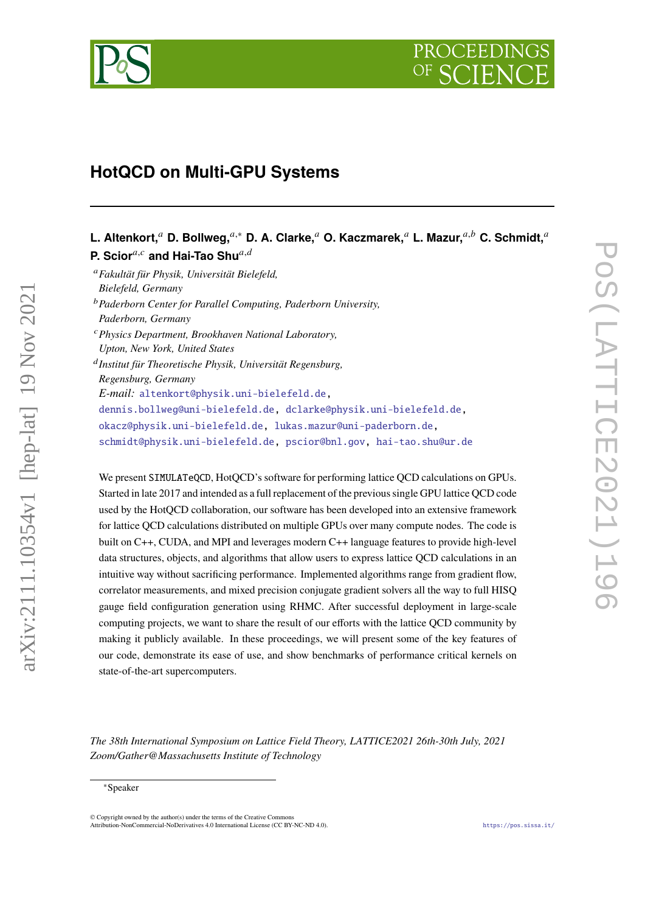# HotQCD on Multi-GPU Systems

**L. Altenkort,**[a] **D. Bollweg,**[a,*] **D. A. Clarke,**[a] **O. Kaczmarek,**[a] **L. Mazur,**[a,b] **C. Schmidt,**[a] **P. Scior**[a,c] **and Hai-Tao Shu**[a,d]

[a] *Fakultät für Physik, Universität Bielefeld, Bielefeld, Germany*

[b] *Paderborn Center for Parallel Computing, Paderborn University, Paderborn, Germany*

[c] *Physics Department, Brookhaven National Laboratory, Upton, New York, United States*

[d] *Institut für Theoretische Physik, Universität Regensburg, Regensburg, Germany*

*E-mail:* altenkort@physik.uni-bielefeld.de, dennis.bollweg@uni-bielefeld.de, dclarke@physik.uni-bielefeld.de, okacz@physik.uni-bielefeld.de, lukas.mazur@uni-paderborn.de, schmidt@physik.uni-bielefeld.de, pscior@bnl.gov, hai-tao.shu@ur.de

We present SIMULATeQCD, HotQCD's software for performing lattice QCD calculations on GPUs. Started in late 2017 and intended as a full replacement of the previous single GPU lattice QCD code used by the HotQCD collaboration, our software has been developed into an extensive framework for lattice QCD calculations distributed on multiple GPUs over many compute nodes. The code is built on C++, CUDA, and MPI and leverages modern C++ language features to provide high-level data structures, objects, and algorithms that allow users to express lattice QCD calculations in an intuitive way without sacrificing performance. Implemented algorithms range from gradient flow, correlator measurements, and mixed precision conjugate gradient solvers all the way to full HISQ gauge field configuration generation using RHMC. After successful deployment in large-scale computing projects, we want to share the result of our efforts with the lattice QCD community by making it publicly available. In these proceedings, we will present some of the key features of our code, demonstrate its ease of use, and show benchmarks of performance critical kernels on state-of-the-art supercomputers.

*The 38th International Symposium on Lattice Field Theory, LATTICE2021 26th-30th July, 2021 Zoom/Gather@Massachusetts Institute of Technology*

[*] Speaker

© Copyright owned by the author(s) under the terms of the Creative Commons Attribution-NonCommercial-NoDerivatives 4.0 International License (CC BY-NC-ND 4.0).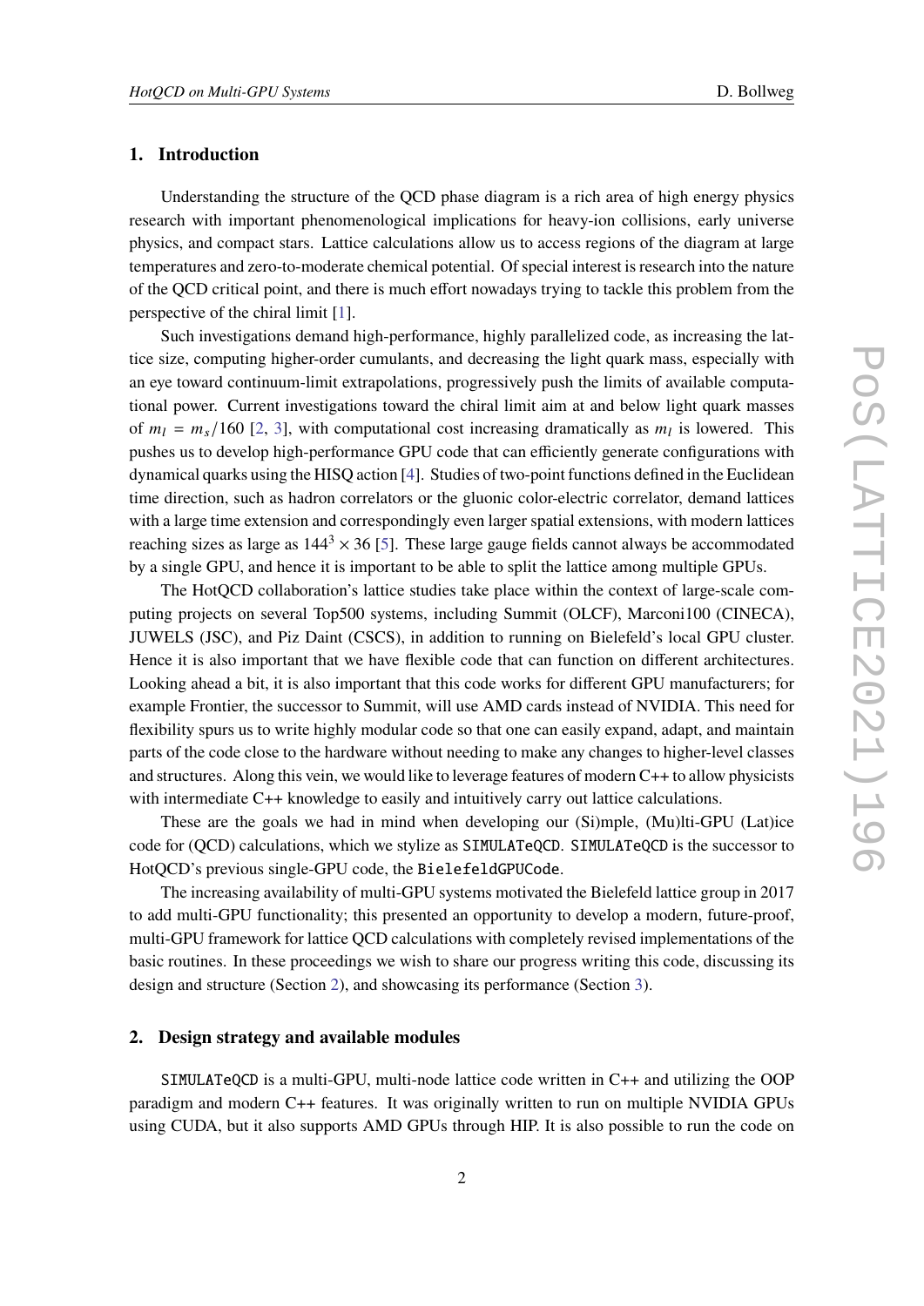## 1. Introduction

Understanding the structure of the QCD phase diagram is a rich area of high energy physics research with important phenomenological implications for heavy-ion collisions, early universe physics, and compact stars. Lattice calculations allow us to access regions of the diagram at large temperatures and zero-to-moderate chemical potential. Of special interest is research into the nature of the QCD critical point, and there is much effort nowadays trying to tackle this problem from the perspective of the chiral limit [1].

Such investigations demand high-performance, highly parallelized code, as increasing the lattice size, computing higher-order cumulants, and decreasing the light quark mass, especially with an eye toward continuum-limit extrapolations, progressively push the limits of available computational power. Current investigations toward the chiral limit aim at and below light quark masses of $m_l = m_s/160$ [2, 3], with computational cost increasing dramatically as $m_l$ is lowered. This pushes us to develop high-performance GPU code that can efficiently generate configurations with dynamical quarks using the HISQ action [4]. Studies of two-point functions defined in the Euclidean time direction, such as hadron correlators or the gluonic color-electric correlator, demand lattices with a large time extension and correspondingly even larger spatial extensions, with modern lattices reaching sizes as large as $144^3 \times 36$ [5]. These large gauge fields cannot always be accommodated by a single GPU, and hence it is important to be able to split the lattice among multiple GPUs.

The HotQCD collaboration's lattice studies take place within the context of large-scale computing projects on several Top500 systems, including Summit (OLCF), Marconi100 (CINECA), JUWELS (JSC), and Piz Daint (CSCS), in addition to running on Bielefeld's local GPU cluster. Hence it is also important that we have flexible code that can function on different architectures. Looking ahead a bit, it is also important that this code works for different GPU manufacturers; for example Frontier, the successor to Summit, will use AMD cards instead of NVIDIA. This need for flexibility spurs us to write highly modular code so that one can easily expand, adapt, and maintain parts of the code close to the hardware without needing to make any changes to higher-level classes and structures. Along this vein, we would like to leverage features of modern C++ to allow physicists with intermediate C++ knowledge to easily and intuitively carry out lattice calculations.

These are the goals we had in mind when developing our (Si)mple, (Mu)lti-GPU (Lat)ice code for (QCD) calculations, which we stylize as `SIMULATeQCD`. `SIMULATeQCD` is the successor to HotQCD's previous single-GPU code, the `BielefeldGPUCode`.

The increasing availability of multi-GPU systems motivated the Bielefeld lattice group in 2017 to add multi-GPU functionality; this presented an opportunity to develop a modern, future-proof, multi-GPU framework for lattice QCD calculations with completely revised implementations of the basic routines. In these proceedings we wish to share our progress writing this code, discussing its design and structure (Section 2), and showcasing its performance (Section 3).

## 2. Design strategy and available modules

`SIMULATeQCD` is a multi-GPU, multi-node lattice code written in C++ and utilizing the OOP paradigm and modern C++ features. It was originally written to run on multiple NVIDIA GPUs using CUDA, but it also supports AMD GPUs through HIP. It is also possible to run the code on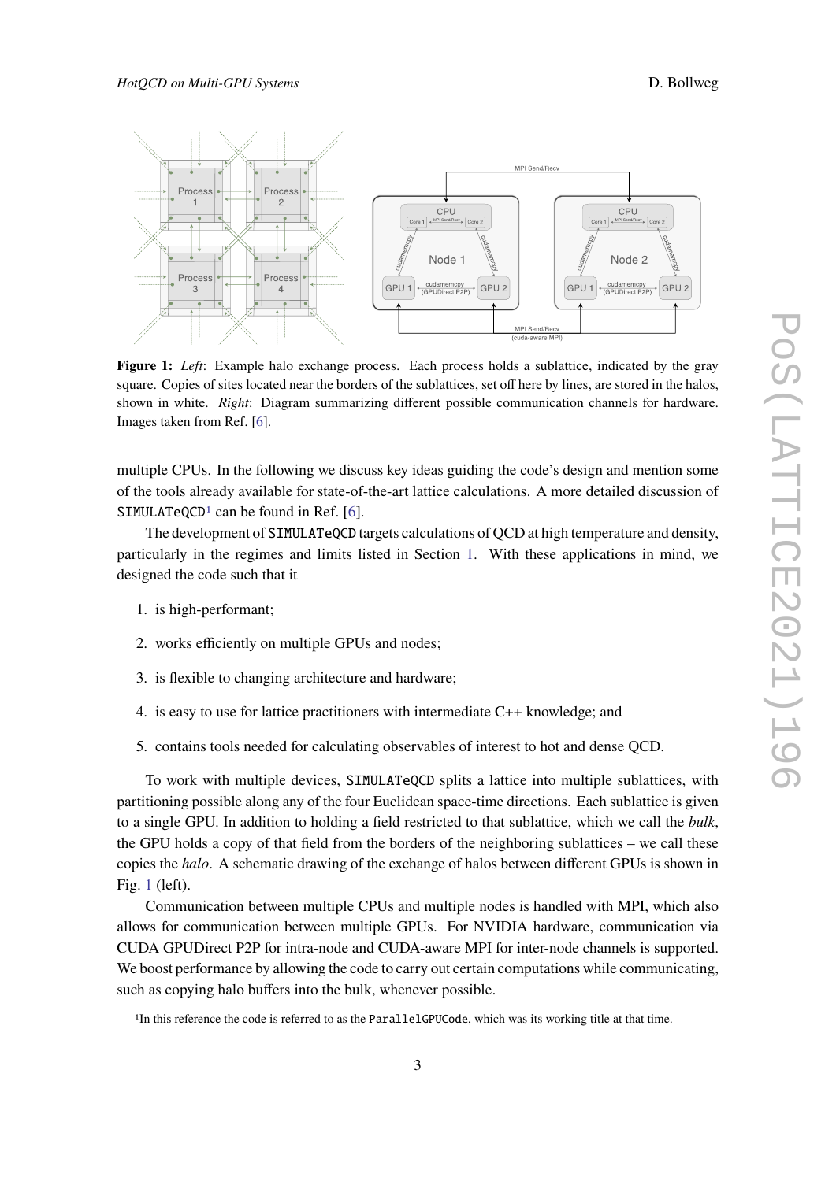**Figure 1:** *Left*: Example halo exchange process. Each process holds a sublattice, indicated by the gray square. Copies of sites located near the borders of the sublattices, set off here by lines, are stored in the halos, shown in white. *Right*: Diagram summarizing different possible communication channels for hardware. Images taken from Ref. [6].

multiple CPUs. In the following we discuss key ideas guiding the code's design and mention some of the tools already available for state-of-the-art lattice calculations. A more detailed discussion of `SIMULATeQCD`[1] can be found in Ref. [6].

The development of `SIMULATeQCD` targets calculations of QCD at high temperature and density, particularly in the regimes and limits listed in Section 1. With these applications in mind, we designed the code such that it

1. is high-performant;
2. works efficiently on multiple GPUs and nodes;
3. is flexible to changing architecture and hardware;
4. is easy to use for lattice practitioners with intermediate C++ knowledge; and
5. contains tools needed for calculating observables of interest to hot and dense QCD.

To work with multiple devices, `SIMULATeQCD` splits a lattice into multiple sublattices, with partitioning possible along any of the four Euclidean space-time directions. Each sublattice is given to a single GPU. In addition to holding a field restricted to that sublattice, which we call the *bulk*, the GPU holds a copy of that field from the borders of the neighboring sublattices – we call these copies the *halo*. A schematic drawing of the exchange of halos between different GPUs is shown in Fig. 1 (left).

Communication between multiple CPUs and multiple nodes is handled with MPI, which also allows for communication between multiple GPUs. For NVIDIA hardware, communication via CUDA GPUDirect P2P for intra-node and CUDA-aware MPI for inter-node channels is supported. We boost performance by allowing the code to carry out certain computations while communicating, such as copying halo buffers into the bulk, whenever possible.

[1] In this reference the code is referred to as the `ParallelGPUCode`, which was its working title at that time.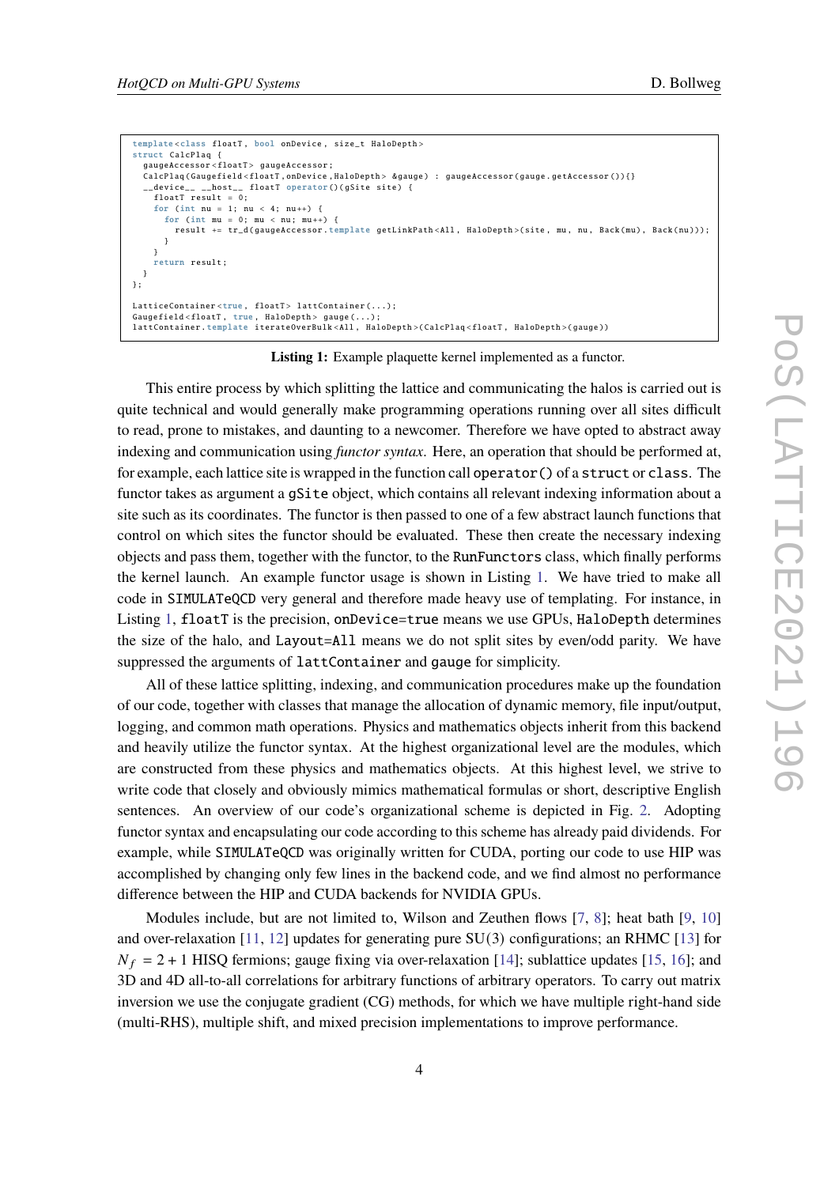```
template<class floatT, bool onDevice, size_t HaloDepth>
struct CalcPlaq {
  gaugeAccessor<floatT> gaugeAccessor;
  CalcPlaq(Gaugefield<floatT,onDevice,HaloDepth> &gauge) : gaugeAccessor(gauge.getAccessor()){}
  __device__ __host__ floatT operator()(gSite site) {
    floatT result = 0;
    for (int nu = 1; nu < 4; nu++) {
      for (int mu = 0; mu < nu; mu++) {
        result += tr_d(gaugeAccessor.template getLinkPath<All, HaloDepth>(site, mu, nu, Back(mu), Back(nu)));
      }
    }
    return result;
  }
};

LatticeContainer<true, floatT> lattContainer(...);
Gaugefield<floatT, true, HaloDepth> gauge(...);
lattContainer.template iterateOverBulk<All, HaloDepth>(CalcPlaq<floatT, HaloDepth>(gauge))
```

**Listing 1:** Example plaquette kernel implemented as a functor.

This entire process by which splitting the lattice and communicating the halos is carried out is quite technical and would generally make programming operations running over all sites difficult to read, prone to mistakes, and daunting to a newcomer. Therefore we have opted to abstract away indexing and communication using *functor syntax*. Here, an operation that should be performed at, for example, each lattice site is wrapped in the function call `operator()` of a `struct` or `class`. The functor takes as argument a `gSite` object, which contains all relevant indexing information about a site such as its coordinates. The functor is then passed to one of a few abstract launch functions that control on which sites the functor should be evaluated. These then create the necessary indexing objects and pass them, together with the functor, to the `RunFunctors` class, which finally performs the kernel launch. An example functor usage is shown in Listing 1. We have tried to make all code in `SIMULATeQCD` very general and therefore made heavy use of templating. For instance, in Listing 1, `floatT` is the precision, `onDevice=true` means we use GPUs, `HaloDepth` determines the size of the halo, and `Layout=All` means we do not split sites by even/odd parity. We have suppressed the arguments of `lattContainer` and `gauge` for simplicity.

All of these lattice splitting, indexing, and communication procedures make up the foundation of our code, together with classes that manage the allocation of dynamic memory, file input/output, logging, and common math operations. Physics and mathematics objects inherit from this backend and heavily utilize the functor syntax. At the highest organizational level are the modules, which are constructed from these physics and mathematics objects. At this highest level, we strive to write code that closely and obviously mimics mathematical formulas or short, descriptive English sentences. An overview of our code's organizational scheme is depicted in Fig. 2. Adopting functor syntax and encapsulating our code according to this scheme has already paid dividends. For example, while `SIMULATeQCD` was originally written for CUDA, porting our code to use HIP was accomplished by changing only few lines in the backend code, and we find almost no performance difference between the HIP and CUDA backends for NVIDIA GPUs.

Modules include, but are not limited to, Wilson and Zeuthen flows [7, 8]; heat bath [9, 10] and over-relaxation [11, 12] updates for generating pure SU(3) configurations; an RHMC [13] for $N_f = 2+1$ HISQ fermions; gauge fixing via over-relaxation [14]; sublattice updates [15, 16]; and 3D and 4D all-to-all correlations for arbitrary functions of arbitrary operators. To carry out matrix inversion we use the conjugate gradient (CG) methods, for which we have multiple right-hand side (multi-RHS), multiple shift, and mixed precision implementations to improve performance.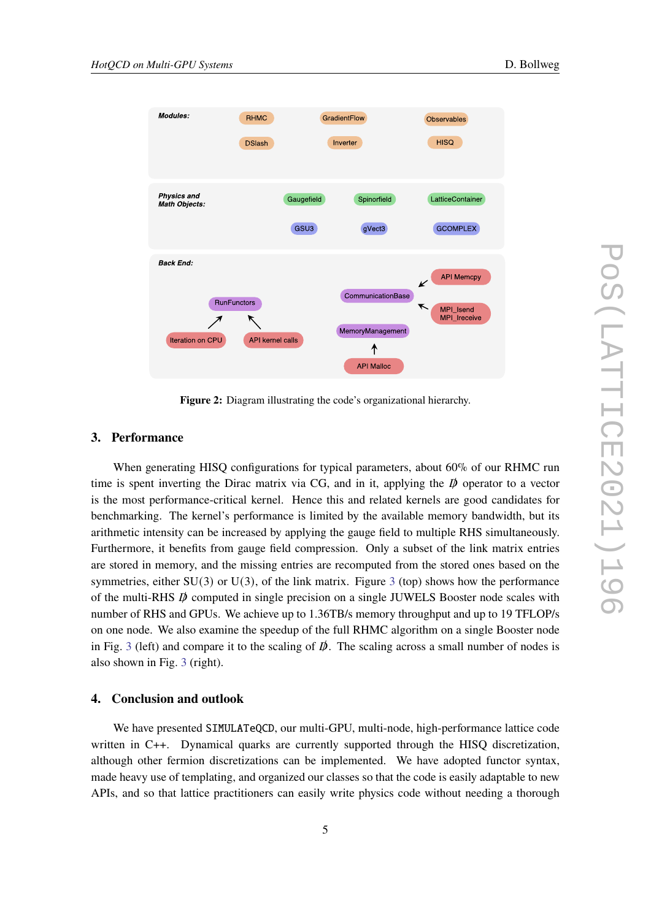Figure 2: Diagram illustrating the code's organizational hierarchy.

## 3. Performance

When generating HISQ configurations for typical parameters, about 60% of our RHMC run time is spent inverting the Dirac matrix via CG, and in it, applying the $\not{D}$ operator to a vector is the most performance-critical kernel. Hence this and related kernels are good candidates for benchmarking. The kernel's performance is limited by the available memory bandwidth, but its arithmetic intensity can be increased by applying the gauge field to multiple RHS simultaneously. Furthermore, it benefits from gauge field compression. Only a subset of the link matrix entries are stored in memory, and the missing entries are recomputed from the stored ones based on the symmetries, either SU(3) or U(3), of the link matrix. Figure 3 (top) shows how the performance of the multi-RHS $\not{D}$ computed in single precision on a single JUWELS Booster node scales with number of RHS and GPUs. We achieve up to 1.36TB/s memory throughput and up to 19 TFLOP/s on one node. We also examine the speedup of the full RHMC algorithm on a single Booster node in Fig. 3 (left) and compare it to the scaling of $\not{D}$. The scaling across a small number of nodes is also shown in Fig. 3 (right).

## 4. Conclusion and outlook

We have presented SIMULATeQCD, our multi-GPU, multi-node, high-performance lattice code written in C++. Dynamical quarks are currently supported through the HISQ discretization, although other fermion discretizations can be implemented. We have adopted functor syntax, made heavy use of templating, and organized our classes so that the code is easily adaptable to new APIs, and so that lattice practitioners can easily write physics code without needing a thorough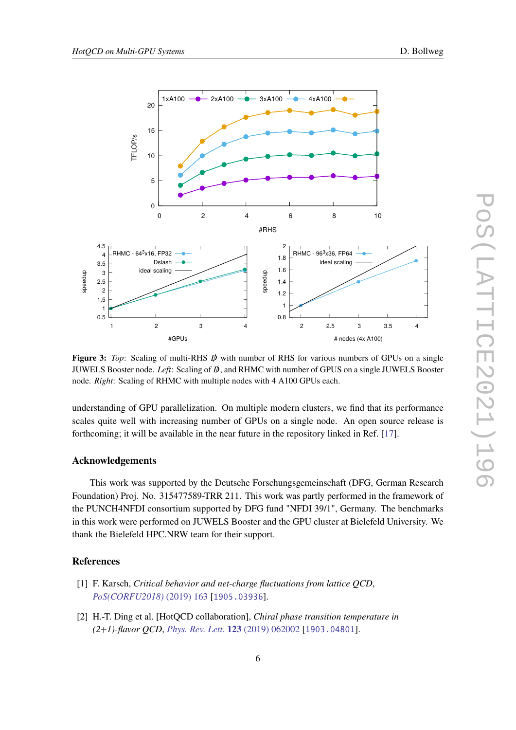**Figure 3:** *Top*: Scaling of multi-RHS $\not{D}$ with number of RHS for various numbers of GPUs on a single JUWELS Booster node. *Left*: Scaling of $\not{D}$, and RHMC with number of GPUS on a single JUWELS Booster node. *Right*: Scaling of RHMC with multiple nodes with 4 A100 GPUs each.

understanding of GPU parallelization. On multiple modern clusters, we find that its performance scales quite well with increasing number of GPUs on a single node. An open source release is forthcoming; it will be available in the near future in the repository linked in Ref. [17].

## Acknowledgements

This work was supported by the Deutsche Forschungsgemeinschaft (DFG, German Research Foundation) Proj. No. 315477589-TRR 211. This work was partly performed in the framework of the PUNCH4NFDI consortium supported by DFG fund "NFDI 39/1", Germany. The benchmarks in this work were performed on JUWELS Booster and the GPU cluster at Bielefeld University. We thank the Bielefeld HPC.NRW team for their support.

## References

[1] F. Karsch, *Critical behavior and net-charge fluctuations from lattice QCD*, *PoS(CORFU2018)* (2019) 163 [1905.03936].

[2] H.-T. Ding et al. [HotQCD collaboration], *Chiral phase transition temperature in (2+1)-flavor QCD*, *Phys. Rev. Lett.* **123** (2019) 062002 [1903.04801].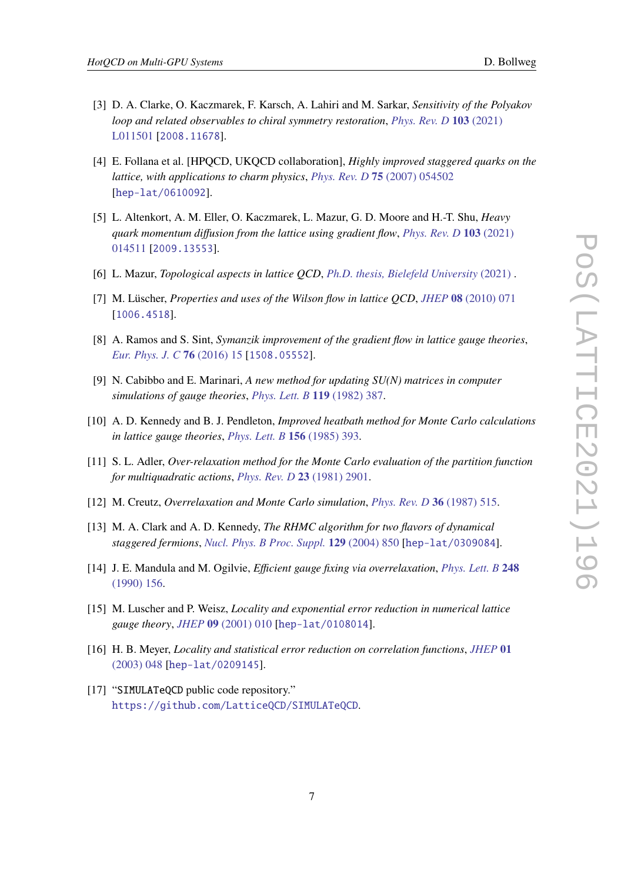[3] D. A. Clarke, O. Kaczmarek, F. Karsch, A. Lahiri and M. Sarkar, *Sensitivity of the Polyakov loop and related observables to chiral symmetry restoration*, *Phys. Rev. D* **103** (2021) L011501 [2008.11678].

[4] E. Follana et al. [HPQCD, UKQCD collaboration], *Highly improved staggered quarks on the lattice, with applications to charm physics*, *Phys. Rev. D* **75** (2007) 054502 [hep-lat/0610092].

[5] L. Altenkort, A. M. Eller, O. Kaczmarek, L. Mazur, G. D. Moore and H.-T. Shu, *Heavy quark momentum diffusion from the lattice using gradient flow*, *Phys. Rev. D* **103** (2021) 014511 [2009.13553].

[6] L. Mazur, *Topological aspects in lattice QCD*, Ph.D. thesis, Bielefeld University (2021) .

[7] M. Lüscher, *Properties and uses of the Wilson flow in lattice QCD*, *JHEP* **08** (2010) 071 [1006.4518].

[8] A. Ramos and S. Sint, *Symanzik improvement of the gradient flow in lattice gauge theories*, *Eur. Phys. J. C* **76** (2016) 15 [1508.05552].

[9] N. Cabibbo and E. Marinari, *A new method for updating SU(N) matrices in computer simulations of gauge theories*, *Phys. Lett. B* **119** (1982) 387.

[10] A. D. Kennedy and B. J. Pendleton, *Improved heatbath method for Monte Carlo calculations in lattice gauge theories*, *Phys. Lett. B* **156** (1985) 393.

[11] S. L. Adler, *Over-relaxation method for the Monte Carlo evaluation of the partition function for multiquadratic actions*, *Phys. Rev. D* **23** (1981) 2901.

[12] M. Creutz, *Overrelaxation and Monte Carlo simulation*, *Phys. Rev. D* **36** (1987) 515.

[13] M. A. Clark and A. D. Kennedy, *The RHMC algorithm for two flavors of dynamical staggered fermions*, *Nucl. Phys. B Proc. Suppl.* **129** (2004) 850 [hep-lat/0309084].

[14] J. E. Mandula and M. Ogilvie, *Efficient gauge fixing via overrelaxation*, *Phys. Lett. B* **248** (1990) 156.

[15] M. Luscher and P. Weisz, *Locality and exponential error reduction in numerical lattice gauge theory*, *JHEP* **09** (2001) 010 [hep-lat/0108014].

[16] H. B. Meyer, *Locality and statistical error reduction on correlation functions*, *JHEP* **01** (2003) 048 [hep-lat/0209145].

[17] "SIMULATeQCD public code repository." https://github.com/LatticeQCD/SIMULATeQCD.